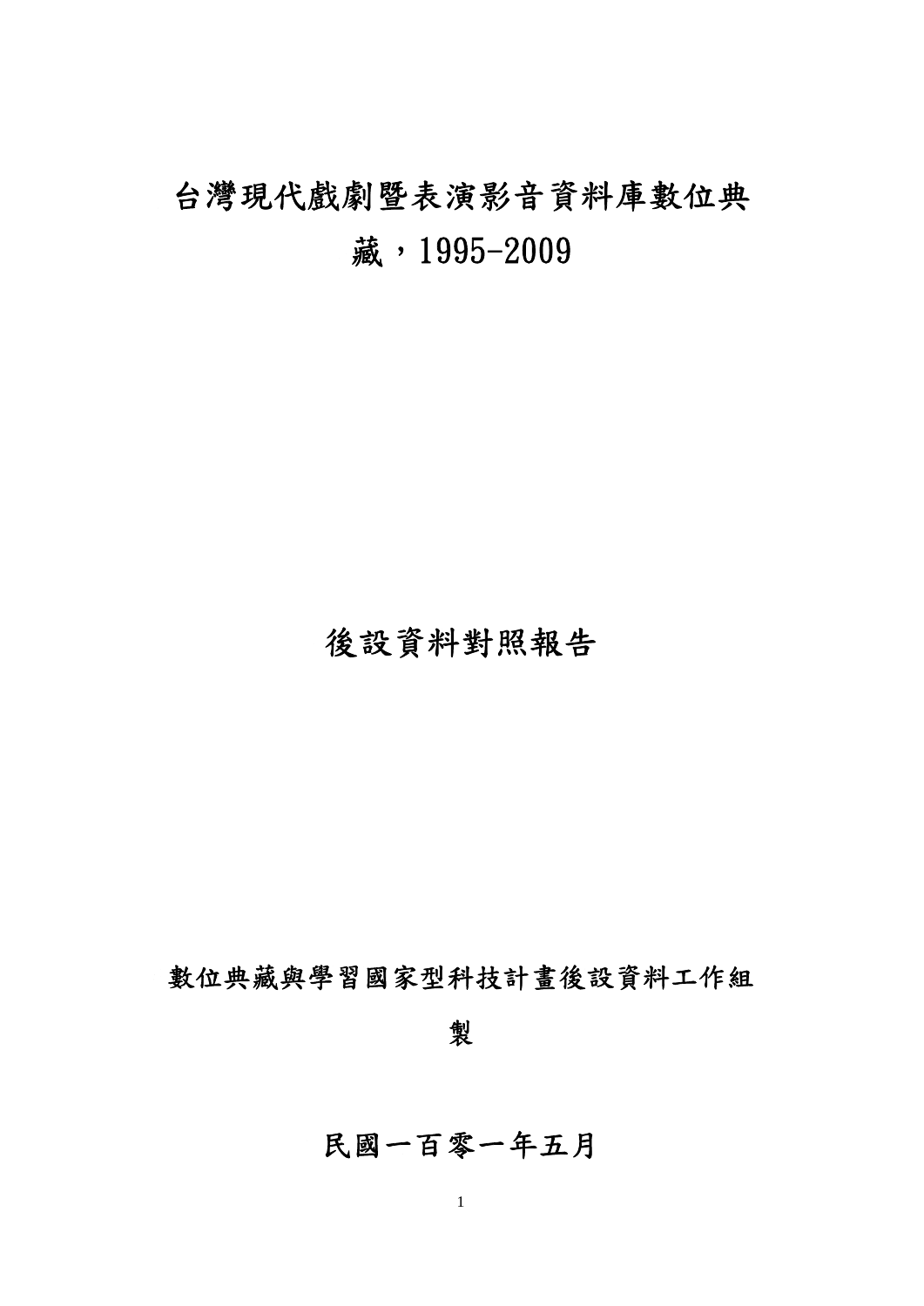# 台灣現代戲劇暨表演影音資料庫數位典藏，1995-2009

# 後設資料對照報告

數位典藏與學習國家型科技計畫後設資料工作組製

民國一百零一年五月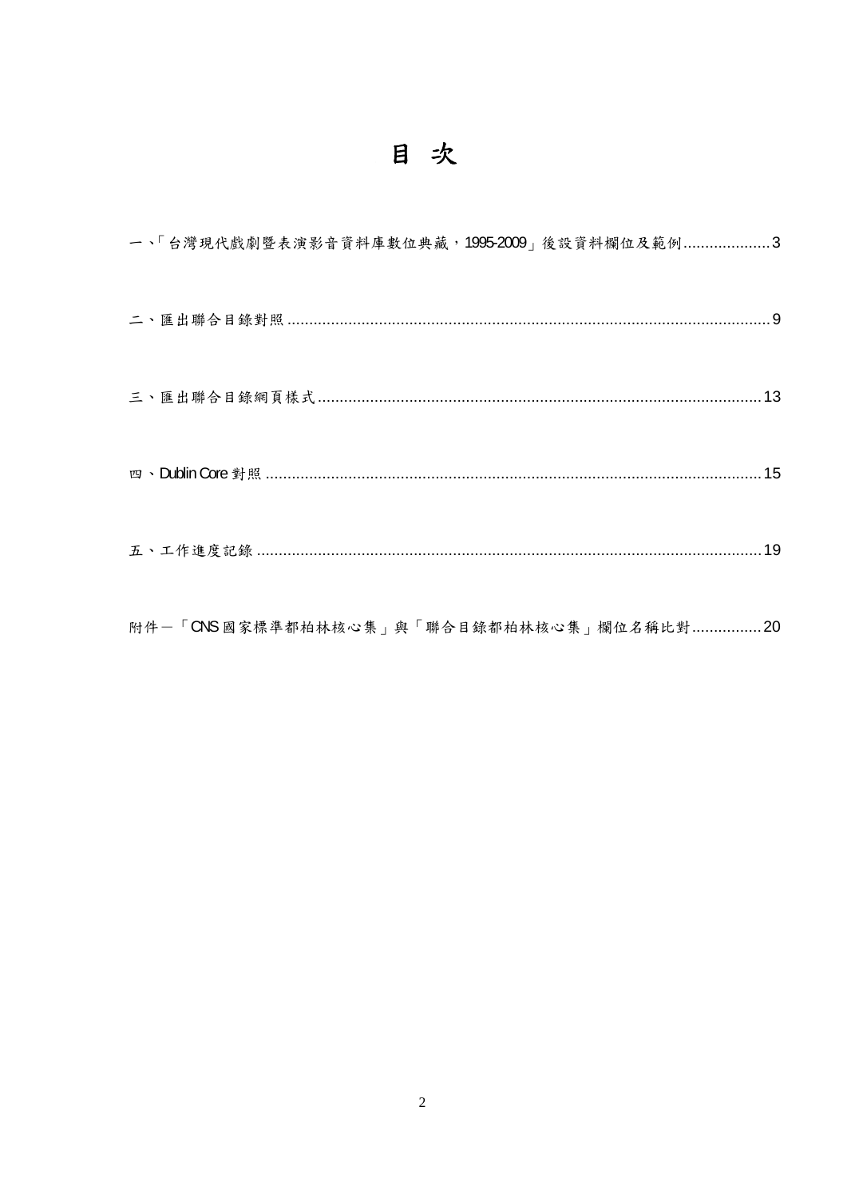# 目 次

一、「台灣現代戲劇暨表演影音資料庫數位典藏，1995-2009」後設資料欄位及範例....................3

二、匯出聯合目錄對照.............................................................................................................9

三、匯出聯合目錄網頁樣式.....................................................................................................13

四、Dublin Core 對照.................................................................................................................15

五、工作進度記錄...................................................................................................................19

附件一「CNS 國家標準都柏林核心集」與「聯合目錄都柏林核心集」欄位名稱比對................20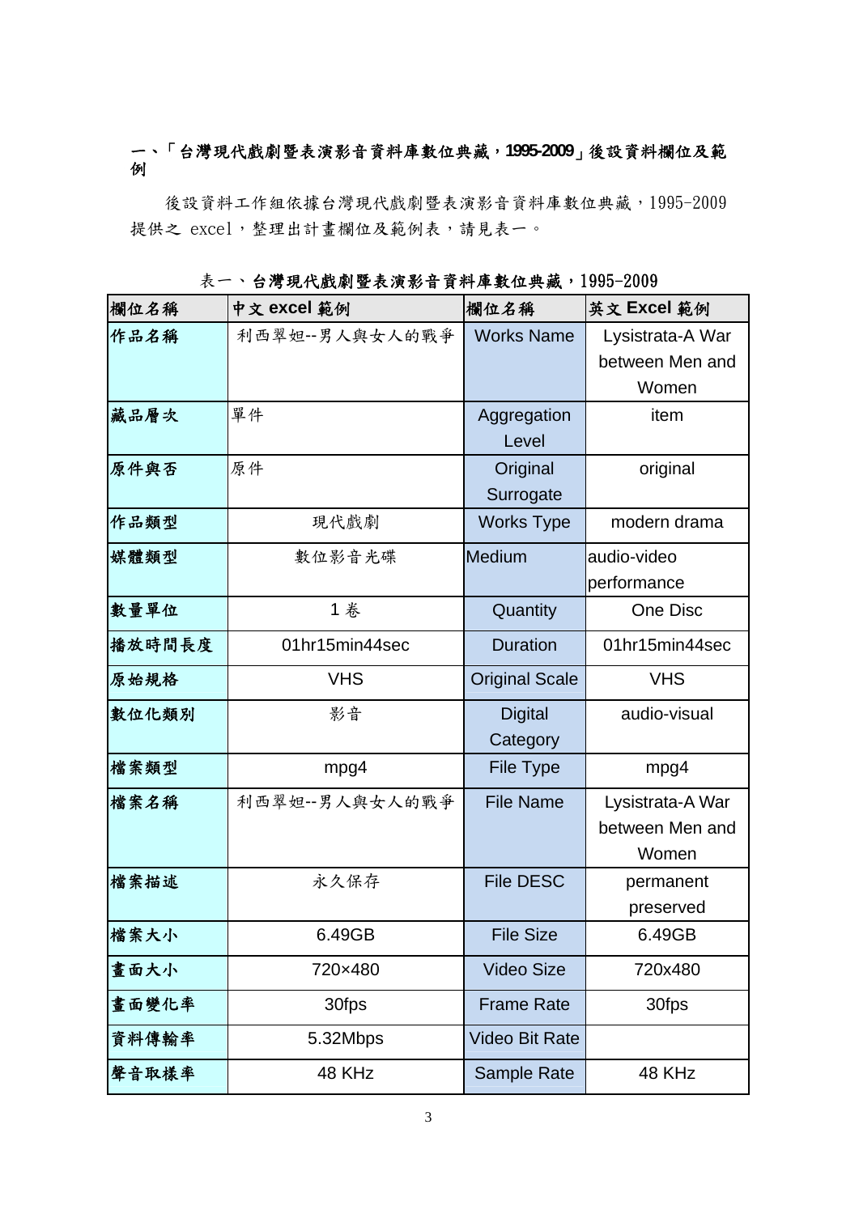## 一、「台灣現代戲劇暨表演影音資料庫數位典藏，1995-2009」後設資料欄位及範例

後設資料工作組依據台灣現代戲劇暨表演影音資料庫數位典藏，1995-2009 提供之 excel，整理出計畫欄位及範例表，請見表一。

表一、台灣現代戲劇暨表演影音資料庫數位典藏，1995-2009

| 欄位名稱 | 中文 excel 範例 | 欄位名稱 | 英文 Excel 範例 |
| --- | --- | --- | --- |
| 作品名稱 | 利西翠妲--男人與女人的戰爭 | Works Name | Lysistrata-A War between Men and Women |
| 藏品層次 | 單件 | Aggregation Level | item |
| 原件與否 | 原件 | Original Surrogate | original |
| 作品類型 | 現代戲劇 | Works Type | modern drama |
| 媒體類型 | 數位影音光碟 | Medium | audio-video performance |
| 數量單位 | 1 卷 | Quantity | One Disc |
| 播放時間長度 | 01hr15min44sec | Duration | 01hr15min44sec |
| 原始規格 | VHS | Original Scale | VHS |
| 數位化類別 | 影音 | Digital Category | audio-visual |
| 檔案類型 | mpg4 | File Type | mpg4 |
| 檔案名稱 | 利西翠妲--男人與女人的戰爭 | File Name | Lysistrata-A War between Men and Women |
| 檔案描述 | 永久保存 | File DESC | permanent preserved |
| 檔案大小 | 6.49GB | File Size | 6.49GB |
| 畫面大小 | 720×480 | Video Size | 720x480 |
| 畫面變化率 | 30fps | Frame Rate | 30fps |
| 資料傳輸率 | 5.32Mbps | Video Bit Rate | |
| 聲音取樣率 | 48 KHz | Sample Rate | 48 KHz |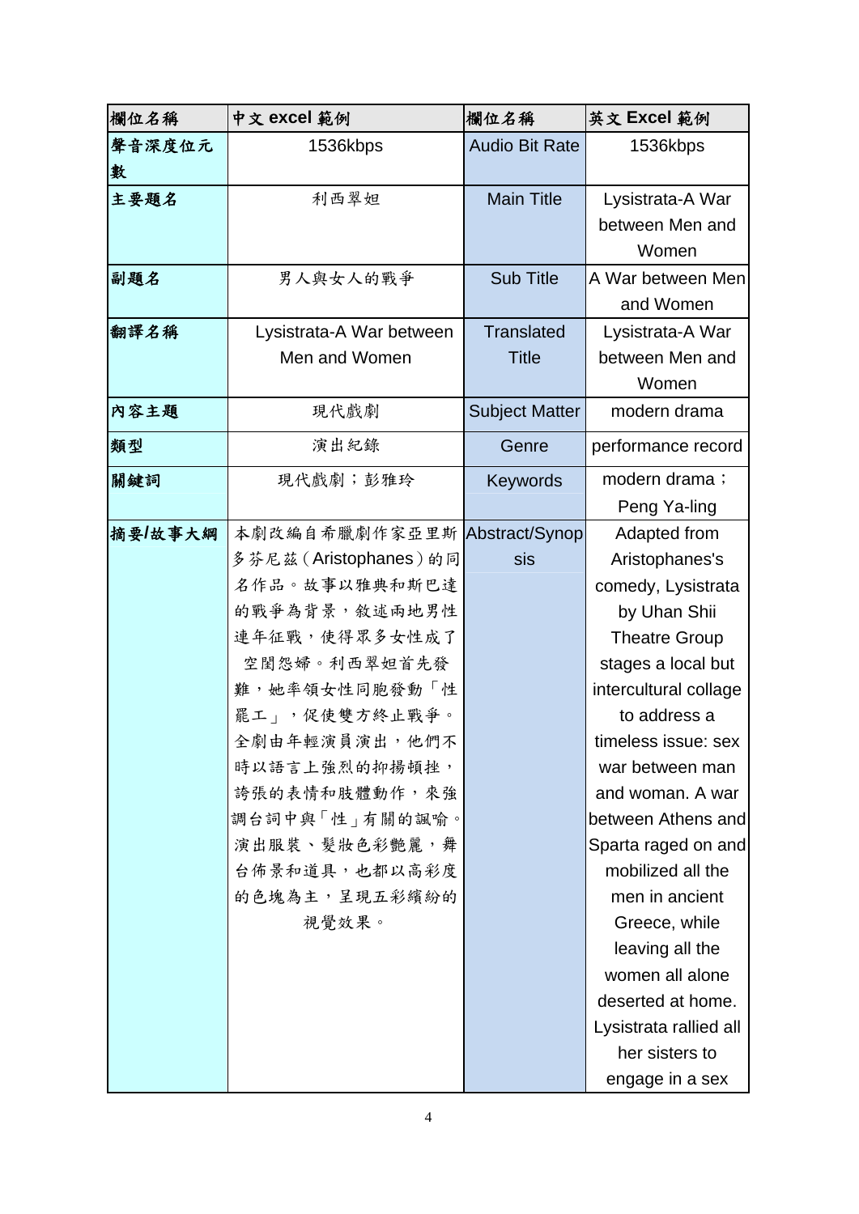| 欄位名稱 | 中文 excel 範例 | 欄位名稱 | 英文 Excel 範例 |
|---|---|---|---|
| 聲音深度位元數 | 1536kbps | Audio Bit Rate | 1536kbps |
| 主要題名 | 利西翠妲 | Main Title | Lysistrata-A War between Men and Women |
| 副題名 | 男人與女人的戰爭 | Sub Title | A War between Men and Women |
| 翻譯名稱 | Lysistrata-A War between Men and Women | Translated Title | Lysistrata-A War between Men and Women |
| 內容主題 | 現代戲劇 | Subject Matter | modern drama |
| 類型 | 演出紀錄 | Genre | performance record |
| 關鍵詞 | 現代戲劇；彭雅玲 | Keywords | modern drama；Peng Ya-ling |
| 摘要/故事大綱 | 本劇改編自希臘劇作家亞里斯多芬尼茲（Aristophanes）的同名作品。故事以雅典和斯巴達的戰爭為背景，敘述兩地男性連年征戰，使得眾多女性成了空閨怨婦。利西翠妲首先發難，她率領女性同胞發動「性罷工」，促使雙方終止戰爭。全劇由年輕演員演出，他們不時以語言上強烈的抑揚頓挫，誇張的表情和肢體動作，來強調台詞中與「性」有關的諷喻。演出服裝、髮妝色彩艷麗，舞台佈景和道具，也都以高彩度的色塊為主，呈現五彩繽紛的視覺效果。 | Abstract/Synopsis | Adapted from Aristophanes's comedy, Lysistrata by Uhan Shii Theatre Group stages a local but intercultural collage to address a timeless issue: sex war between man and woman. A war between Athens and Sparta raged on and mobilized all the men in ancient Greece, while leaving all the women all alone deserted at home. Lysistrata rallied all her sisters to engage in a sex |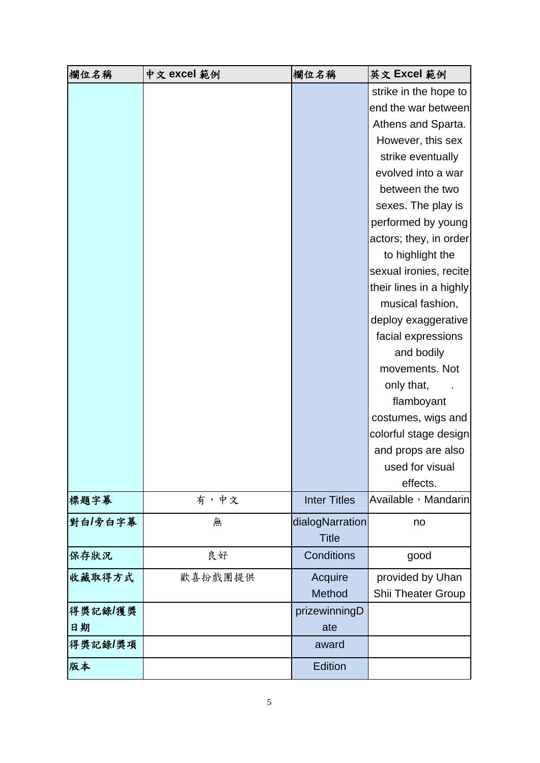| 欄位名稱 | 中文 excel 範例 | 欄位名稱 | 英文 Excel 範例 |
|---|---|---|---|
| | | | strike in the hope to end the war between Athens and Sparta. However, this sex strike eventually evolved into a war between the two sexes. The play is performed by young actors; they, in order to highlight the sexual ironies, recite their lines in a highly musical fashion, deploy exaggerative facial expressions and bodily movements. Not only that, . flamboyant costumes, wigs and colorful stage design and props are also used for visual effects. |
| 標題字幕 | 有，中文 | Inter Titles | Available，Mandarin |
| 對白/旁白字幕 | 無 | dialogNarrationTitle | no |
| 保存狀況 | 良好 | Conditions | good |
| 收藏取得方式 | 歡喜扮戲團提供 | Acquire Method | provided by Uhan Shii Theater Group |
| 得獎記錄/獲獎日期 | | prizewinningDate | |
| 得獎記錄/獎項 | | award | |
| 版本 | | Edition | |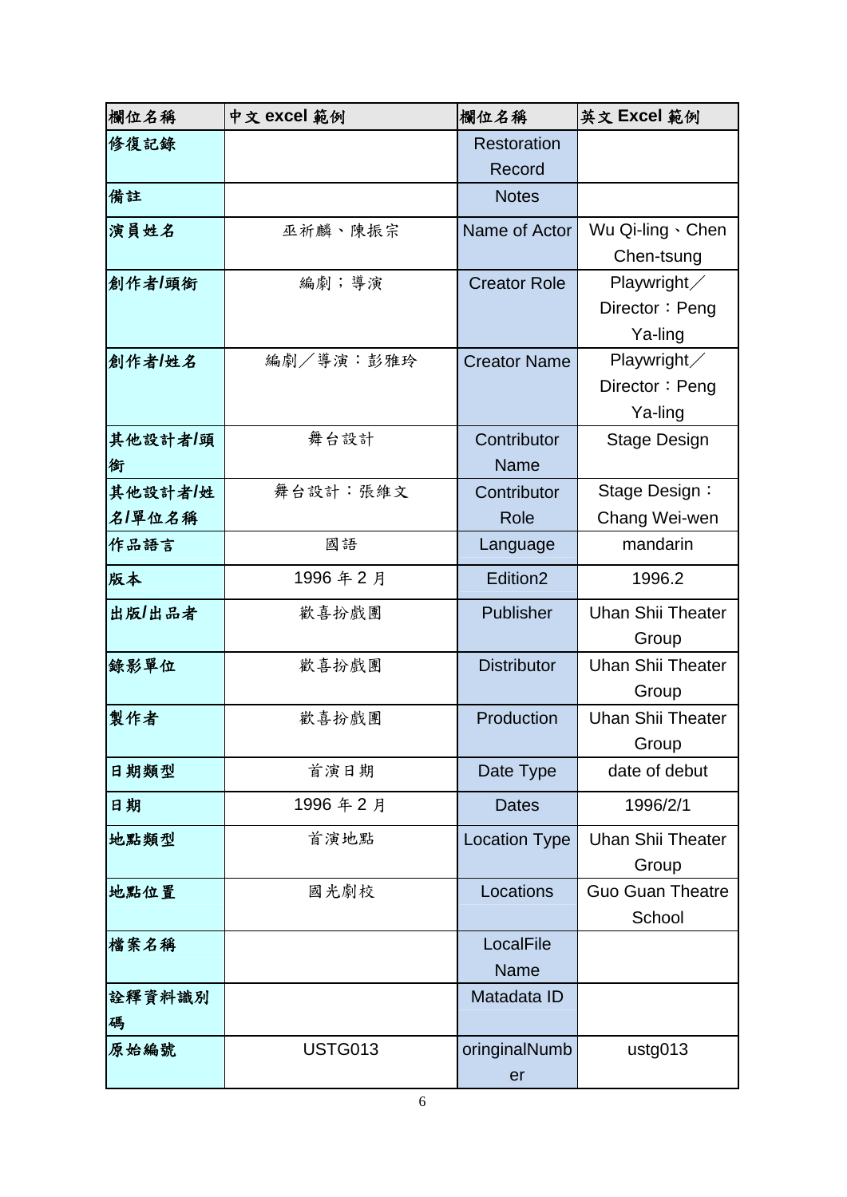| 欄位名稱 | 中文 excel 範例 | 欄位名稱 | 英文 Excel 範例 |
|---|---|---|---|
| 修復記錄 | | Restoration Record | |
| 備註 | | Notes | |
| 演員姓名 | 巫祈麟、陳振宗 | Name of Actor | Wu Qi-ling、Chen Chen-tsung |
| 創作者/頭銜 | 編劇；導演 | Creator Role | Playwright／Director：Peng Ya-ling |
| 創作者/姓名 | 編劇／導演：彭雅玲 | Creator Name | Playwright／Director：Peng Ya-ling |
| 其他設計者/頭銜 | 舞台設計 | Contributor Name | Stage Design |
| 其他設計者/姓名/單位名稱 | 舞台設計：張維文 | Contributor Role | Stage Design：Chang Wei-wen |
| 作品語言 | 國語 | Language | mandarin |
| 版本 | 1996 年 2 月 | Edition2 | 1996.2 |
| 出版/出品者 | 歡喜扮戲團 | Publisher | Uhan Shii Theater Group |
| 錄影單位 | 歡喜扮戲團 | Distributor | Uhan Shii Theater Group |
| 製作者 | 歡喜扮戲團 | Production | Uhan Shii Theater Group |
| 日期類型 | 首演日期 | Date Type | date of debut |
| 日期 | 1996 年 2 月 | Dates | 1996/2/1 |
| 地點類型 | 首演地點 | Location Type | Uhan Shii Theater Group |
| 地點位置 | 國光劇校 | Locations | Guo Guan Theatre School |
| 檔案名稱 | | LocalFile Name | |
| 詮釋資料識別碼 | | Matadata ID | |
| 原始編號 | USTG013 | oringinalNumber | ustg013 |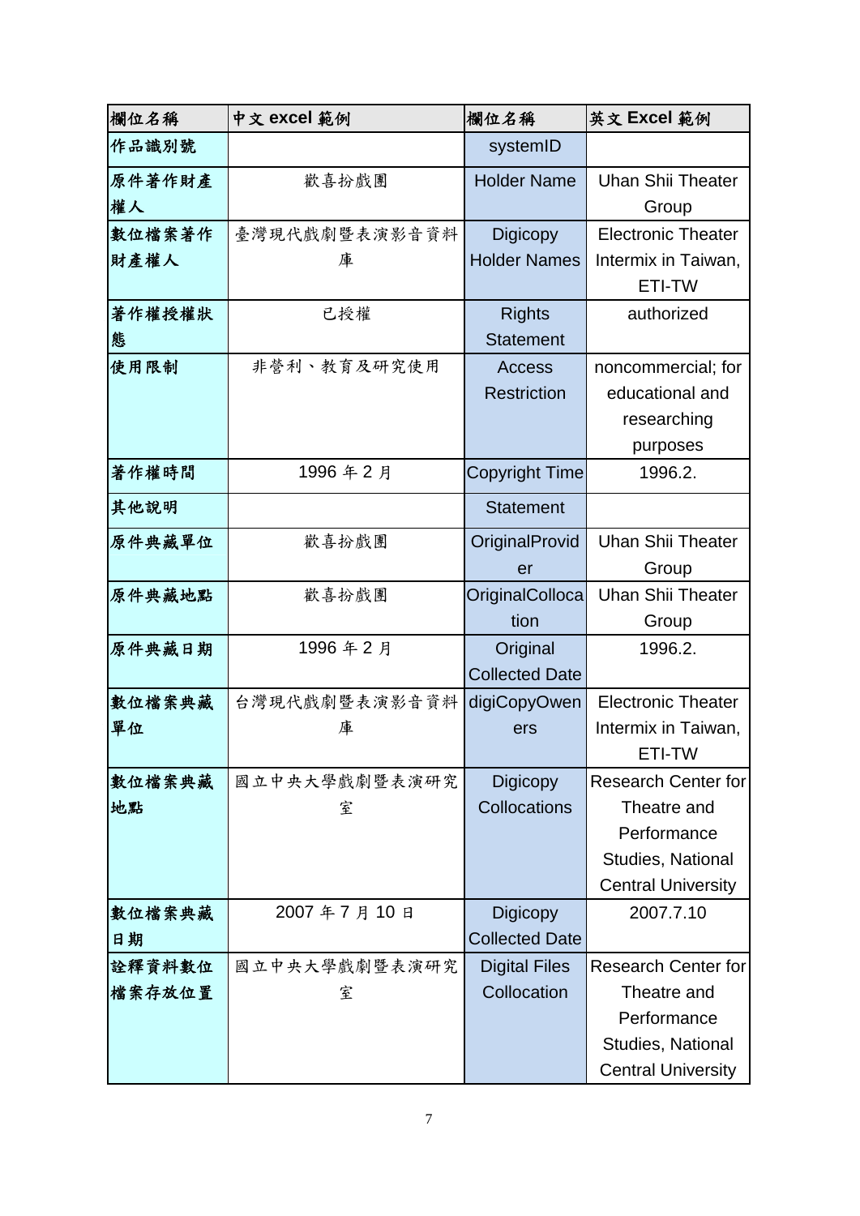| 欄位名稱 | 中文 excel 範例 | 欄位名稱 | 英文 Excel 範例 |
|---|---|---|---|
| 作品識別號 | | systemID | |
| 原件著作財產權人 | 歡喜扮戲團 | Holder Name | Uhan Shii Theater Group |
| 數位檔案著作財產權人 | 臺灣現代戲劇暨表演影音資料庫 | Digicopy Holder Names | Electronic Theater Intermix in Taiwan, ETI-TW |
| 著作權授權狀態 | 已授權 | Rights Statement | authorized |
| 使用限制 | 非營利、教育及研究使用 | Access Restriction | noncommercial; for educational and researching purposes |
| 著作權時間 | 1996 年 2 月 | Copyright Time | 1996.2. |
| 其他說明 | | Statement | |
| 原件典藏單位 | 歡喜扮戲團 | OriginalProvider | Uhan Shii Theater Group |
| 原件典藏地點 | 歡喜扮戲團 | OriginalCollocation | Uhan Shii Theater Group |
| 原件典藏日期 | 1996 年 2 月 | Original Collected Date | 1996.2. |
| 數位檔案典藏單位 | 台灣現代戲劇暨表演影音資料庫 | digiCopyOweners | Electronic Theater Intermix in Taiwan, ETI-TW |
| 數位檔案典藏地點 | 國立中央大學戲劇暨表演研究室 | Digicopy Collocations | Research Center for Theatre and Performance Studies, National Central University |
| 數位檔案典藏日期 | 2007 年 7 月 10 日 | Digicopy Collected Date | 2007.7.10 |
| 詮釋資料數位檔案存放位置 | 國立中央大學戲劇暨表演研究室 | Digital Files Collocation | Research Center for Theatre and Performance Studies, National Central University |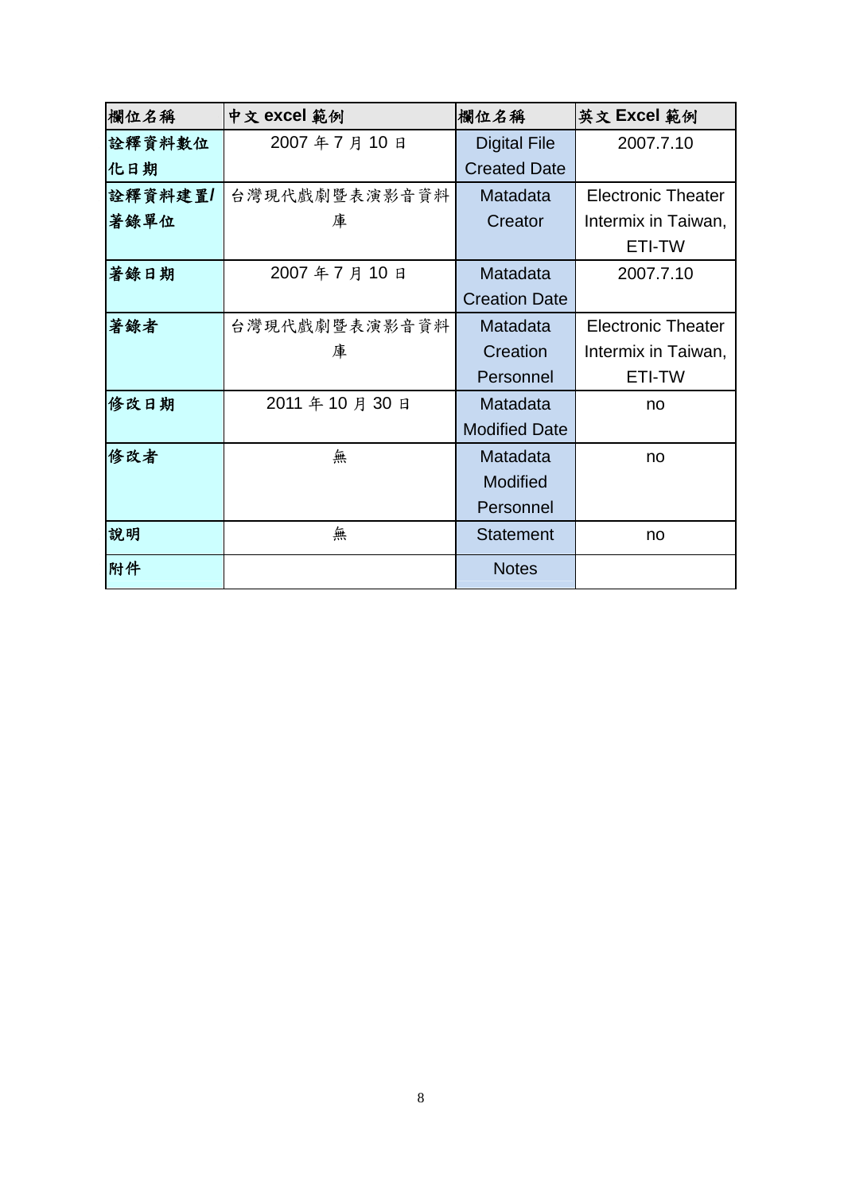| 欄位名稱 | 中文 excel 範例 | 欄位名稱 | 英文 Excel 範例 |
|---|---|---|---|
| 詮釋資料數位化日期 | 2007 年 7 月 10 日 | Digital File Created Date | 2007.7.10 |
| 詮釋資料建置/著錄單位 | 台灣現代戲劇暨表演影音資料庫 | Matadata Creator | Electronic Theater Intermix in Taiwan, ETI-TW |
| 著錄日期 | 2007 年 7 月 10 日 | Matadata Creation Date | 2007.7.10 |
| 著錄者 | 台灣現代戲劇暨表演影音資料庫 | Matadata Creation Personnel | Electronic Theater Intermix in Taiwan, ETI-TW |
| 修改日期 | 2011 年 10 月 30 日 | Matadata Modified Date | no |
| 修改者 | 無 | Matadata Modified Personnel | no |
| 說明 | 無 | Statement | no |
| 附件 | | Notes | |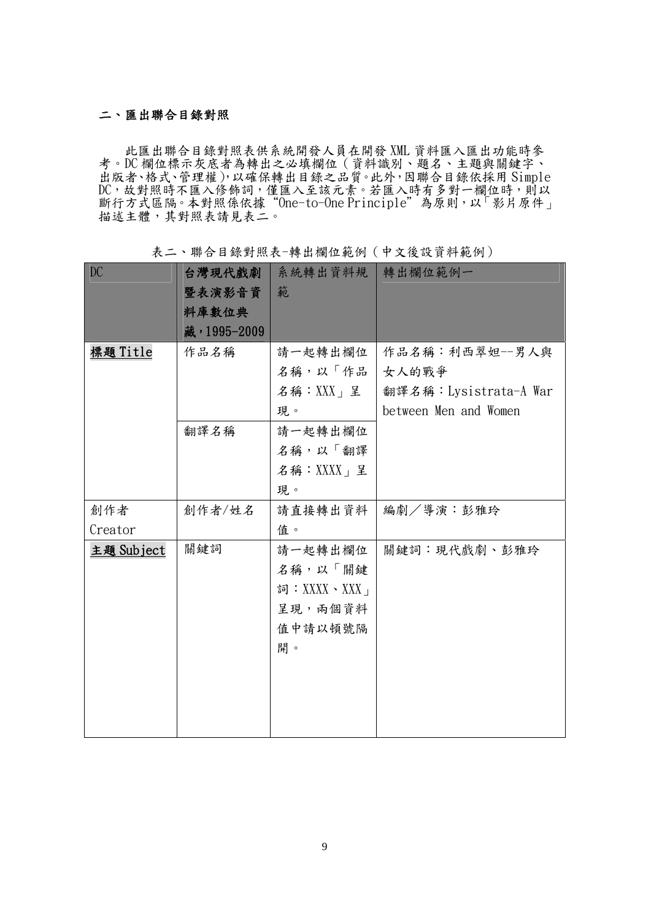## 二、匯出聯合目錄對照

此匯出聯合目錄對照表供系統開發人員在開發 XML 資料匯入匯出功能時參考。DC 欄位標示灰底者為轉出之必填欄位（資料識別、題名、主題與關鍵字、出版者、格式、管理權），以確保轉出目錄之品質。此外，因聯合目錄依採用 Simple DC，故對照時不匯入修飾詞，僅匯入至該元素。若匯入時有多對一欄位時，則以斷行方式區隔。本對照係依據"One-to-One Principle"為原則，以「影片原件」描述主體，其對照表請見表二。

表二、聯合目錄對照表-轉出欄位範例（中文後設資料範例）

| DC | 台灣現代戲劇暨表演影音資料庫數位典藏，1995-2009 | 系統轉出資料規範 | 轉出欄位範例一 |
|---|---|---|---|
| **標題 Title** | 作品名稱 | 請一起轉出欄位名稱，以「作品名稱：XXX」呈現。 | 作品名稱：利西翠妲--男人與女人的戰爭<br>翻譯名稱：Lysistrata-A War between Men and Women |
| | 翻譯名稱 | 請一起轉出欄位名稱，以「翻譯名稱：XXXX」呈現。 | |
| 創作者 Creator | 創作者/姓名 | 請直接轉出資料值。 | 編劇／導演：彭雅玲 |
| **主題 Subject** | 關鍵詞 | 請一起轉出欄位名稱，以「關鍵詞：XXXX、XXX」呈現，兩個資料值中請以頓號隔開。 | 關鍵詞：現代戲劇、彭雅玲 |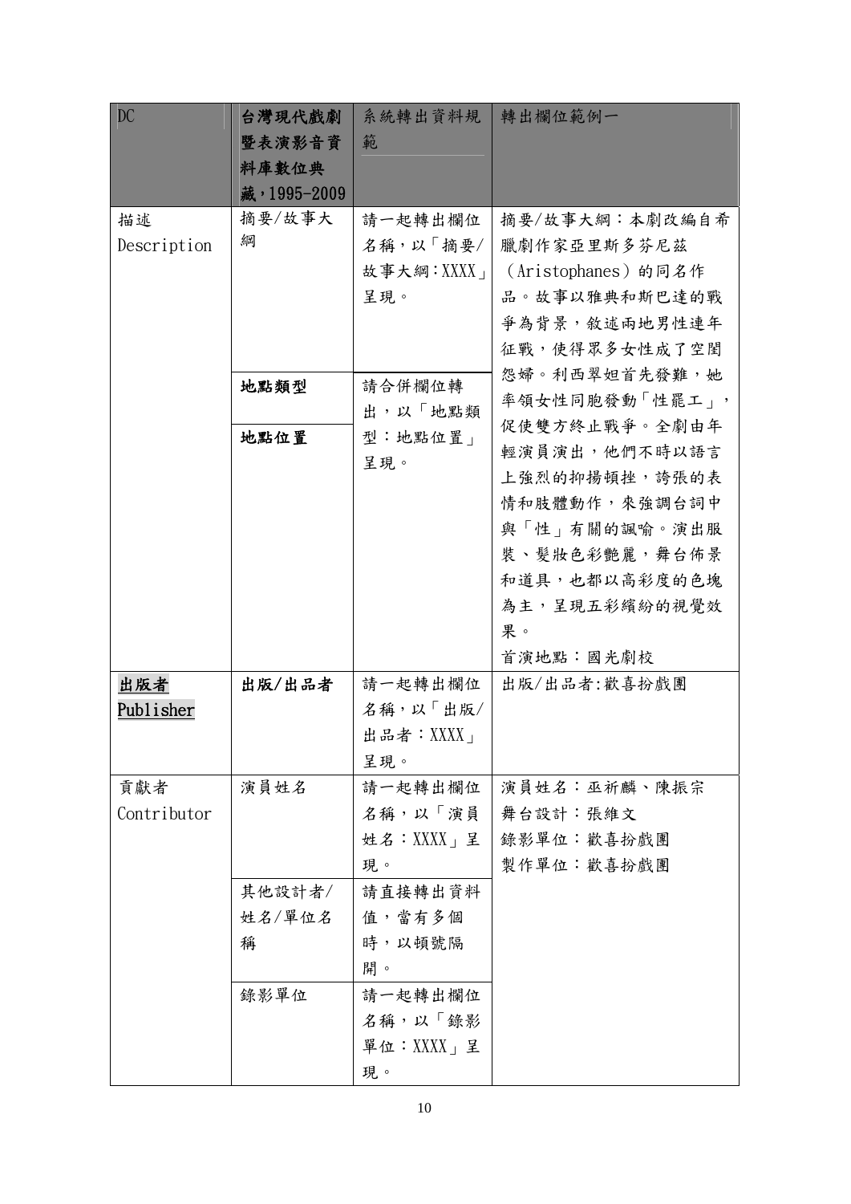| DC | 台灣現代戲劇暨表演影音資料庫數位典藏,1995-2009 | 系統轉出資料規範 | 轉出欄位範例一 |
| --- | --- | --- | --- |
| 描述 Description | 摘要/故事大綱 | 請一起轉出欄位名稱，以「摘要/故事大綱:XXXX」呈現。 | 摘要/故事大綱：本劇改編自希臘劇作家亞里斯多芬尼茲（Aristophanes）的同名作品。故事以雅典和斯巴達的戰爭為背景，敘述兩地男性連年征戰，使得眾多女性成了空閨怨婦。利西翠妲首先發難，她率領女性同胞發動「性罷工」，促使雙方終止戰爭。全劇由年輕演員演出，他們不時以語言上強烈的抑揚頓挫，誇張的表情和肢體動作，來強調台詞中與「性」有關的諷喻。演出服裝、髮妝色彩艷麗，舞台佈景和道具，也都以高彩度的色塊為主，呈現五彩繽紛的視覺效果。<br>首演地點：國光劇校 |
| | **地點類型** | 請合併欄位轉出，以「地點類型：地點位置」呈現。 | |
| | **地點位置** | | |
| **出版者 Publisher** | **出版/出品者** | 請一起轉出欄位名稱，以「出版/出品者：XXXX」呈現。 | 出版/出品者:歡喜扮戲團 |
| 貢獻者 Contributor | 演員姓名 | 請一起轉出欄位名稱，以「演員姓名：XXXX」呈現。 | 演員姓名：巫祈麟、陳振宗<br>舞台設計：張維文<br>錄影單位：歡喜扮戲團<br>製作單位：歡喜扮戲團 |
| | 其他設計者/姓名/單位名稱 | 請直接轉出資料值，當有多個時，以頓號隔開。 | |
| | 錄影單位 | 請一起轉出欄位名稱，以「錄影單位：XXXX」呈現。 | |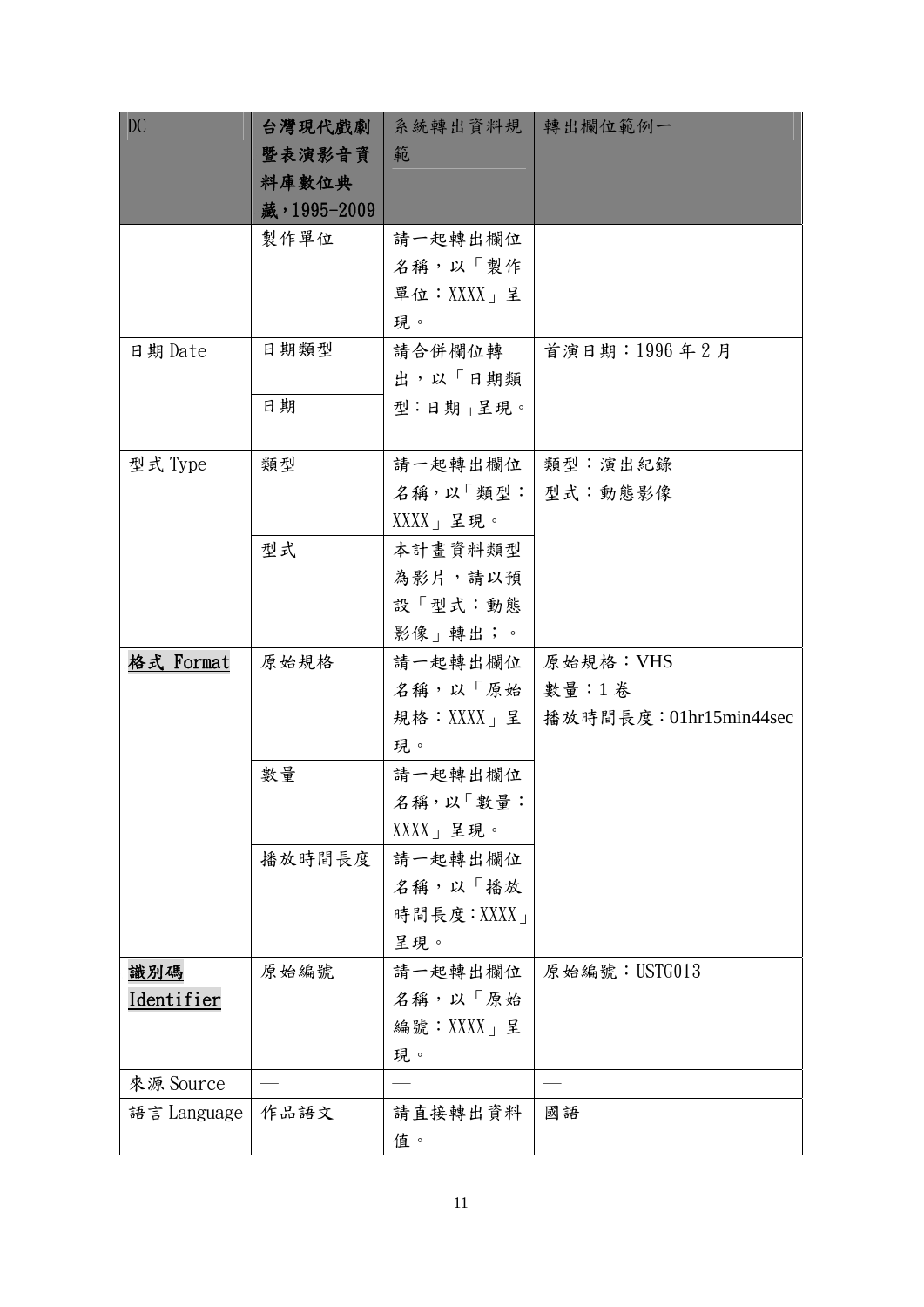| DC | 台灣現代戲劇暨表演影音資料庫數位典藏，1995-2009 | 系統轉出資料規範 | 轉出欄位範例一 |
| --- | --- | --- | --- |
| | 製作單位 | 請一起轉出欄位名稱，以「製作單位：XXXX」呈現。 | |
| 日期 Date | 日期類型 | 請合併欄位轉出，以「日期類型：日期」呈現。 | 首演日期：1996 年 2 月 |
| | 日期 | | |
| 型式 Type | 類型 | 請一起轉出欄位名稱，以「類型：XXXX」呈現。 | 類型：演出紀錄<br>型式：動態影像 |
| | 型式 | 本計畫資料類型為影片，請以預設「型式：動態影像」轉出；。 | |
| 格式 Format | 原始規格 | 請一起轉出欄位名稱，以「原始規格：XXXX」呈現。 | 原始規格：VHS<br>數量：1 卷<br>播放時間長度：01hr15min44sec |
| | 數量 | 請一起轉出欄位名稱，以「數量：XXXX」呈現。 | |
| | 播放時間長度 | 請一起轉出欄位名稱，以「播放時間長度：XXXX」呈現。 | |
| 識別碼 Identifier | 原始編號 | 請一起轉出欄位名稱，以「原始編號：XXXX」呈現。 | 原始編號：USTG013 |
| 來源 Source | — | — | — |
| 語言 Language | 作品語文 | 請直接轉出資料值。 | 國語 |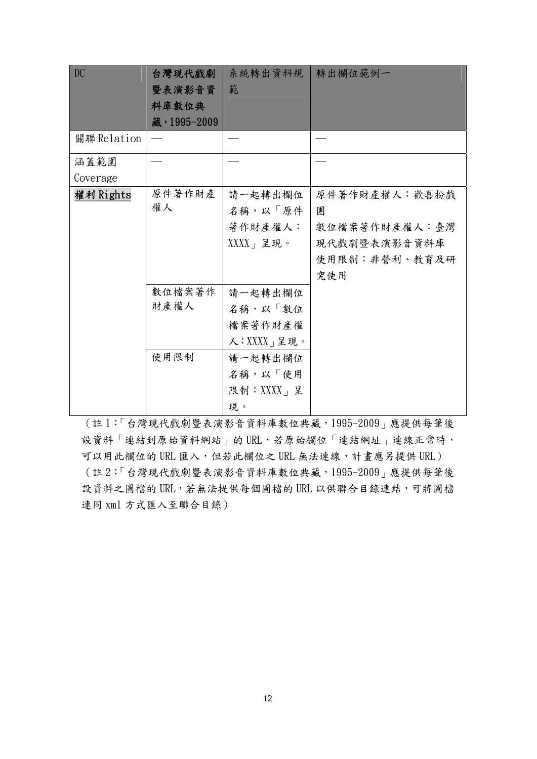| DC | **台灣現代戲劇暨表演影音資料庫數位典藏，1995-2009** | 系統轉出資料規範 | 轉出欄位範例一 |
| --- | --- | --- | --- |
| 關聯 Relation | — | — | — |
| 涵蓋範圍 Coverage | — | — | — |
| **權利 Rights** | 原件著作財產權人 | 請一起轉出欄位名稱，以「原件著作財產權人：XXXX」呈現。 | 原件著作財產權人：歡喜扮戲團<br>數位檔案著作財產權人：臺灣現代戲劇暨表演影音資料庫<br>使用限制：非營利、教育及研究使用 |
| | 數位檔案著作財產權人 | 請一起轉出欄位名稱，以「數位檔案著作財產權人：XXXX」呈現。 | |
| | 使用限制 | 請一起轉出欄位名稱，以「使用限制：XXXX」呈現。 | |

（註 1：「台灣現代戲劇暨表演影音資料庫數位典藏，1995-2009」應提供每筆後設資料「連結到原始資料網站」的 URL，若原始欄位「連結網址」連線正常時，可以用此欄位的 URL 匯入，但若此欄位之 URL 無法連線，計畫應另提供 URL）

（註 2：「台灣現代戲劇暨表演影音資料庫數位典藏，1995-2009」應提供每筆後設資料之圖檔的 URL，若無法提供每個圖檔的 URL 以供聯合目錄連結，可將圖檔連同 xml 方式匯入至聯合目錄）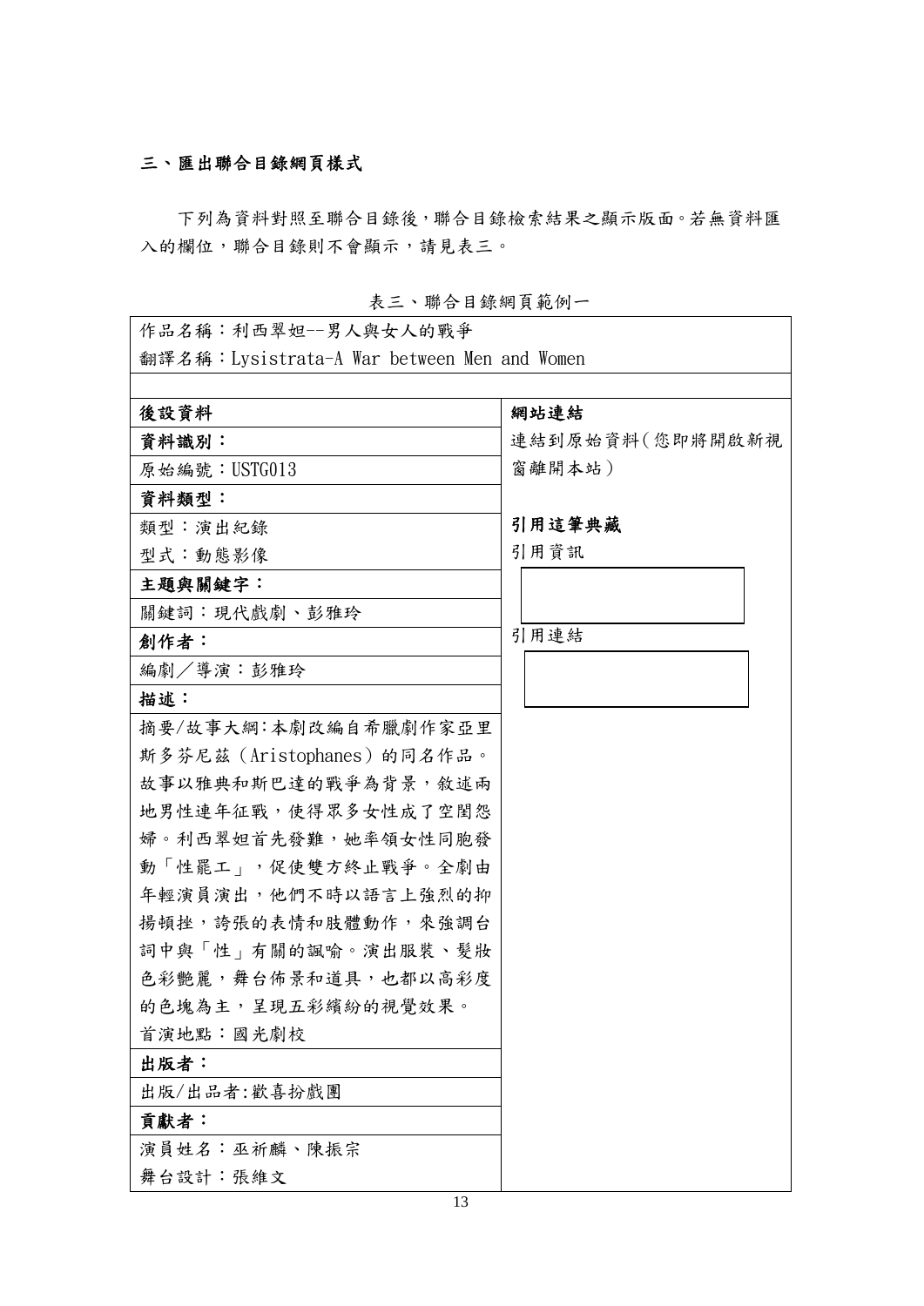## 三、匯出聯合目錄網頁樣式

下列為資料對照至聯合目錄後，聯合目錄檢索結果之顯示版面。若無資料匯入的欄位，聯合目錄則不會顯示，請見表三。

表三、聯合目錄網頁範例一

| 作品名稱：利西翠妲--男人與女人的戰爭<br>翻譯名稱：Lysistrata-A War between Men and Women | |
|---|---|
| **後設資料** | **網站連結** |
| **資料識別：** | 連結到原始資料(您即將開啟新視窗離開本站) |
| 原始編號：USTG013 | |
| **資料類型：** | |
| 類型：演出紀錄 | **引用這筆典藏** |
| 型式：動態影像 | 引用資訊 |
| **主題與關鍵字：** | |
| 關鍵詞：現代戲劇、彭雅玲 | |
| **創作者：** | 引用連結 |
| 編劇／導演：彭雅玲 | |
| **描述：** | |
| 摘要/故事大綱:本劇改編自希臘劇作家亞里斯多芬尼茲（Aristophanes）的同名作品。故事以雅典和斯巴達的戰爭為背景，敘述兩地男性連年征戰，使得眾多女性成了空閨怨婦。利西翠妲首先發難，她率領女性同胞發動「性罷工」，促使雙方終止戰爭。全劇由年輕演員演出，他們不時以語言上強烈的抑揚頓挫，誇張的表情和肢體動作，來強調台詞中與「性」有關的諷喻。演出服裝、髮妝色彩艷麗，舞台佈景和道具，也都以高彩度的色塊為主，呈現五彩繽紛的視覺效果。<br>首演地點：國光劇校 | |
| **出版者：** | |
| 出版/出品者:歡喜扮戲團 | |
| **貢獻者：** | |
| 演員姓名：巫祈麟、陳振宗<br>舞台設計：張維文 | |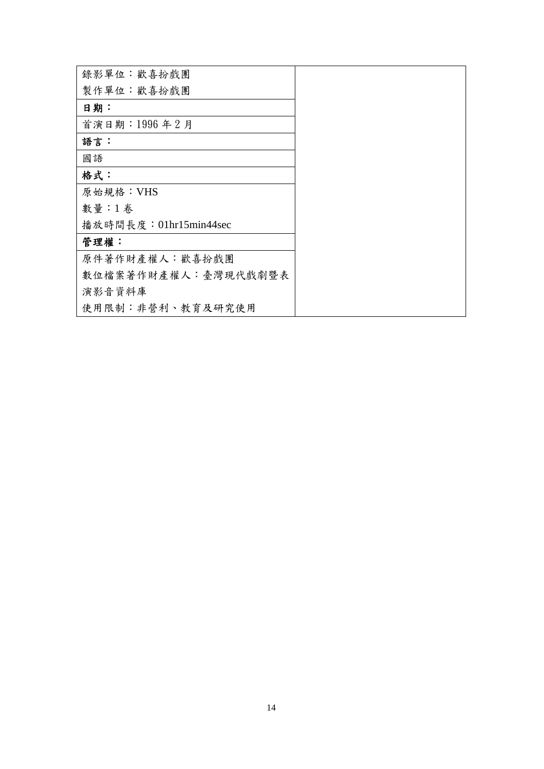| 錄影單位：歡喜扮戲團<br>製作單位：歡喜扮戲團 | |
|---|---|
| **日期：** | |
| 首演日期：1996 年 2 月 | |
| **語言：** | |
| 國語 | |
| **格式：** | |
| 原始規格：VHS<br>數量：1 卷<br>播放時間長度：01hr15min44sec | |
| **管理權：** | |
| 原件著作財產權人：歡喜扮戲團<br>數位檔案著作財產權人：臺灣現代戲劇暨表演影音資料庫<br>使用限制：非營利、教育及研究使用 | |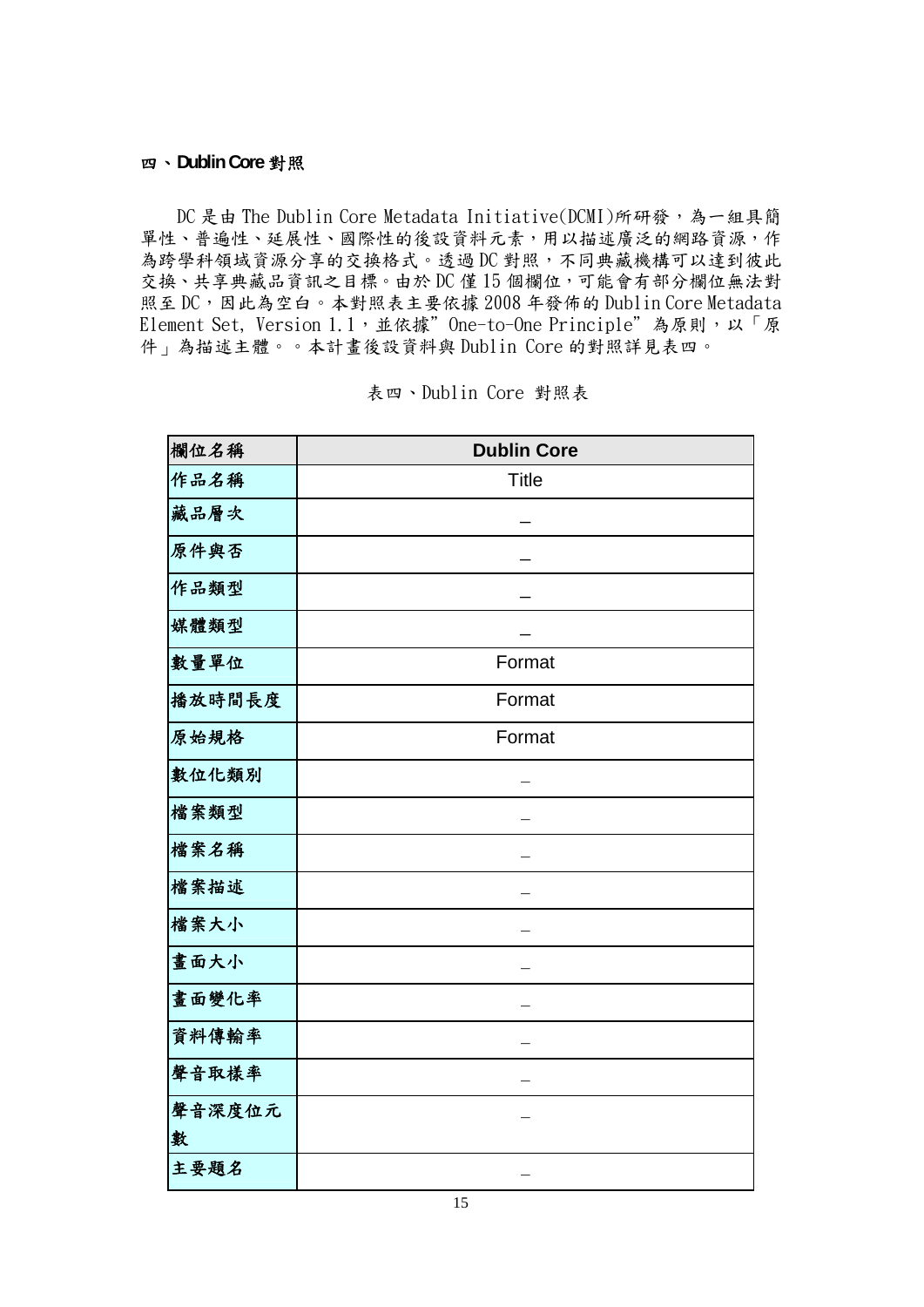### 四、Dublin Core 對照

DC 是由 The Dublin Core Metadata Initiative(DCMI)所研發，為一組具簡單性、普遍性、延展性、國際性的後設資料元素，用以描述廣泛的網路資源，作為跨學科領域資源分享的交換格式。透過 DC 對照，不同典藏機構可以達到彼此交換、共享典藏品資訊之目標。由於 DC 僅 15 個欄位，可能會有部分欄位無法對照至 DC，因此為空白。本對照表主要依據 2008 年發佈的 Dublin Core Metadata Element Set, Version 1.1，並依據”One-to-One Principle”為原則，以「原件」為描述主體。。本計畫後設資料與 Dublin Core 的對照詳見表四。

表四、Dublin Core 對照表

| 欄位名稱 | Dublin Core |
|---|---|
| 作品名稱 | Title |
| 藏品層次 | – |
| 原件與否 | – |
| 作品類型 | – |
| 媒體類型 | – |
| 數量單位 | Format |
| 播放時間長度 | Format |
| 原始規格 | Format |
| 數位化類別 | – |
| 檔案類型 | – |
| 檔案名稱 | – |
| 檔案描述 | – |
| 檔案大小 | – |
| 畫面大小 | – |
| 畫面變化率 | – |
| 資料傳輸率 | – |
| 聲音取樣率 | – |
| 聲音深度位元數 | – |
| 主要題名 | – |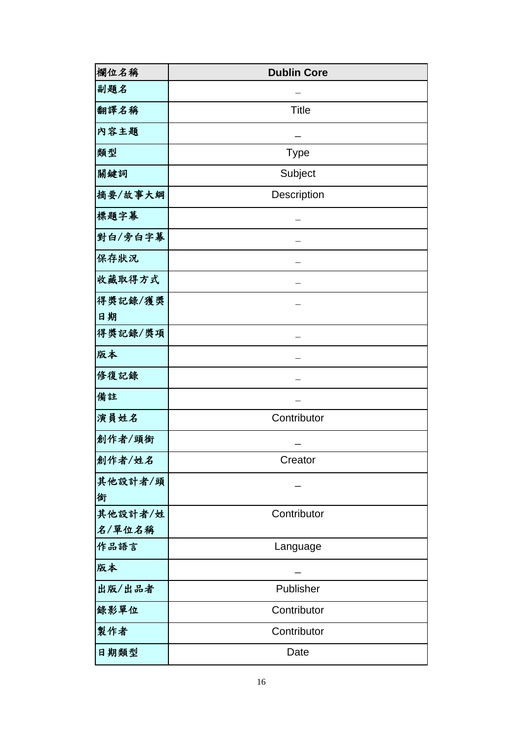| 欄位名稱 | Dublin Core |
|---|---|
| 副題名 | _ |
| 翻譯名稱 | Title |
| 內容主題 | _ |
| 類型 | Type |
| 關鍵詞 | Subject |
| 摘要/故事大綱 | Description |
| 標題字幕 | _ |
| 對白/旁白字幕 | _ |
| 保存狀況 | _ |
| 收藏取得方式 | _ |
| 得獎記錄/獲獎日期 | _ |
| 得獎記錄/獎項 | _ |
| 版本 | _ |
| 修復記錄 | _ |
| 備註 | _ |
| 演員姓名 | Contributor |
| 創作者/頭銜 | _ |
| 創作者/姓名 | Creator |
| 其他設計者/頭銜 | _ |
| 其他設計者/姓名/單位名稱 | Contributor |
| 作品語言 | Language |
| 版本 | _ |
| 出版/出品者 | Publisher |
| 錄影單位 | Contributor |
| 製作者 | Contributor |
| 日期類型 | Date |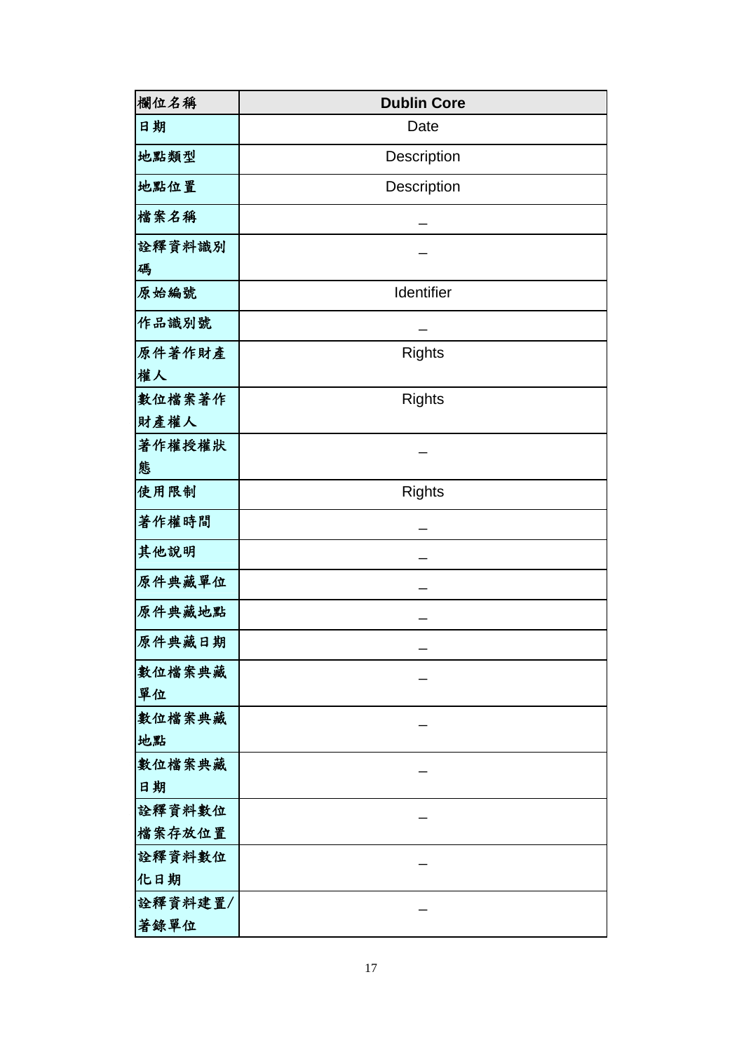| 欄位名稱 | Dublin Core |
| --- | --- |
| 日期 | Date |
| 地點類型 | Description |
| 地點位置 | Description |
| 檔案名稱 | _ |
| 詮釋資料識別碼 | _ |
| 原始編號 | Identifier |
| 作品識別號 | _ |
| 原件著作財產權人 | Rights |
| 數位檔案著作財產權人 | Rights |
| 著作權授權狀態 | _ |
| 使用限制 | Rights |
| 著作權時間 | _ |
| 其他說明 | _ |
| 原件典藏單位 | _ |
| 原件典藏地點 | _ |
| 原件典藏日期 | _ |
| 數位檔案典藏單位 | _ |
| 數位檔案典藏地點 | _ |
| 數位檔案典藏日期 | _ |
| 詮釋資料數位檔案存放位置 | _ |
| 詮釋資料數位化日期 | _ |
| 詮釋資料建置/著錄單位 | _ |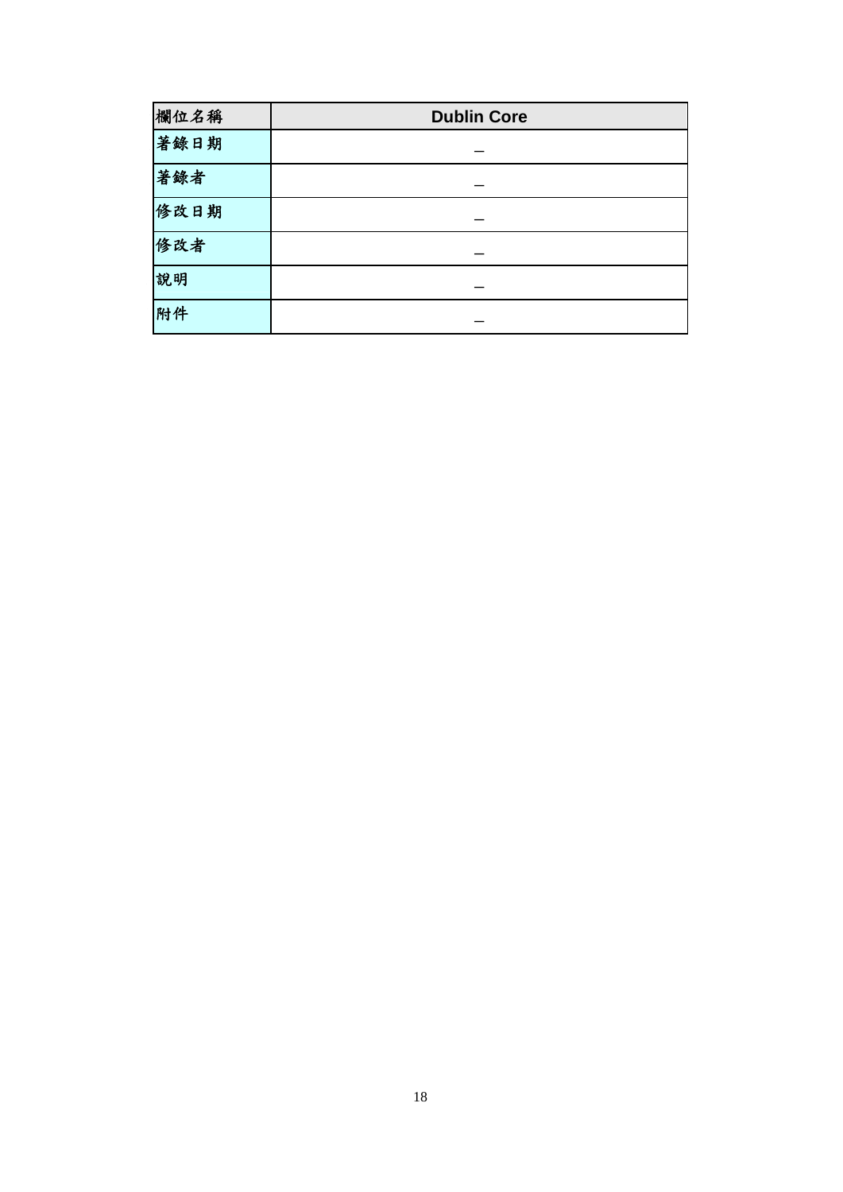| 欄位名稱 | Dublin Core |
| --- | --- |
| 著錄日期 | — |
| 著錄者 | — |
| 修改日期 | — |
| 修改者 | — |
| 說明 | — |
| 附件 | — |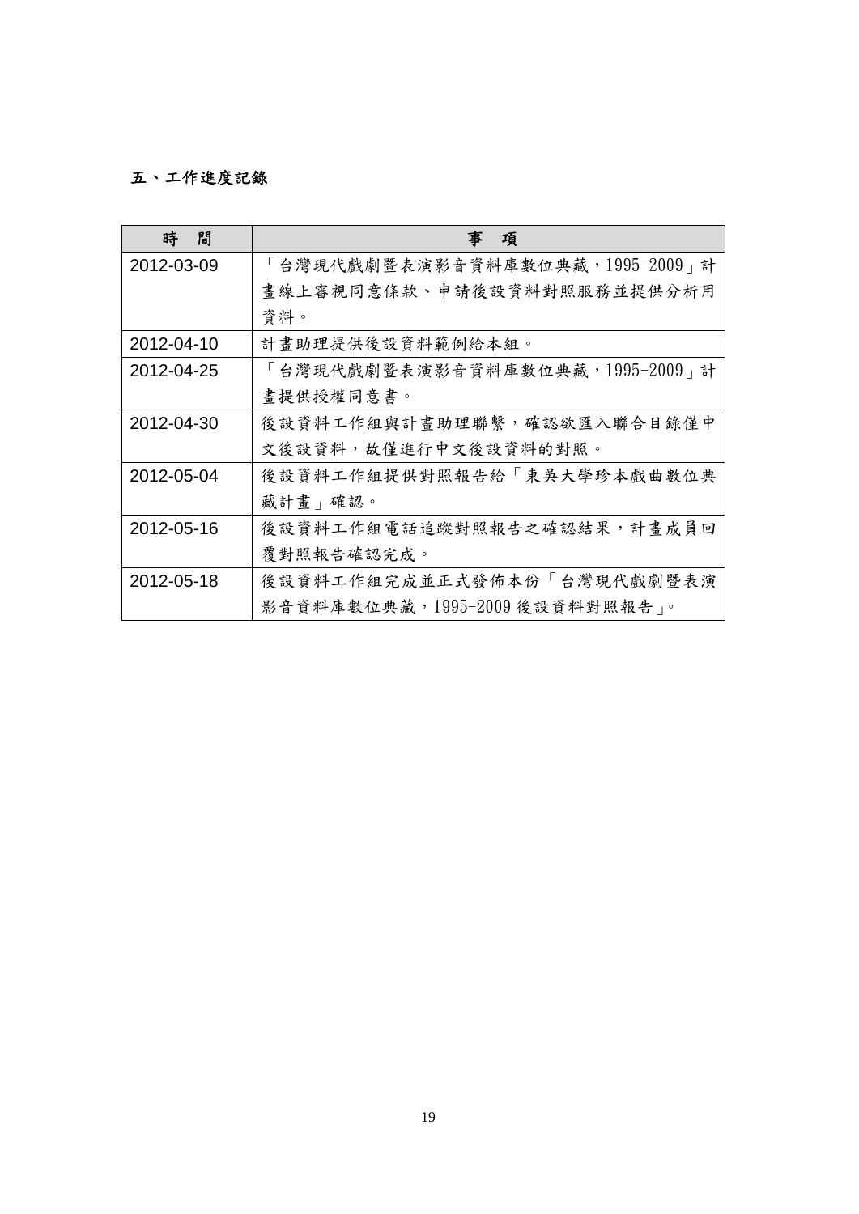## 五、工作進度記錄

| 時　間 | 事　項 |
|---|---|
| 2012-03-09 | 「台灣現代戲劇暨表演影音資料庫數位典藏，1995-2009」計畫線上審視同意條款、申請後設資料對照服務並提供分析用資料。 |
| 2012-04-10 | 計畫助理提供後設資料範例給本組。 |
| 2012-04-25 | 「台灣現代戲劇暨表演影音資料庫數位典藏，1995-2009」計畫提供授權同意書。 |
| 2012-04-30 | 後設資料工作組與計畫助理聯繫，確認欲匯入聯合目錄僅中文後設資料，故僅進行中文後設資料的對照。 |
| 2012-05-04 | 後設資料工作組提供對照報告給「東吳大學珍本戲曲數位典藏計畫」確認。 |
| 2012-05-16 | 後設資料工作組電話追蹤對照報告之確認結果，計畫成員回覆對照報告確認完成。 |
| 2012-05-18 | 後設資料工作組完成並正式發佈本份「台灣現代戲劇暨表演影音資料庫數位典藏，1995-2009 後設資料對照報告」。 |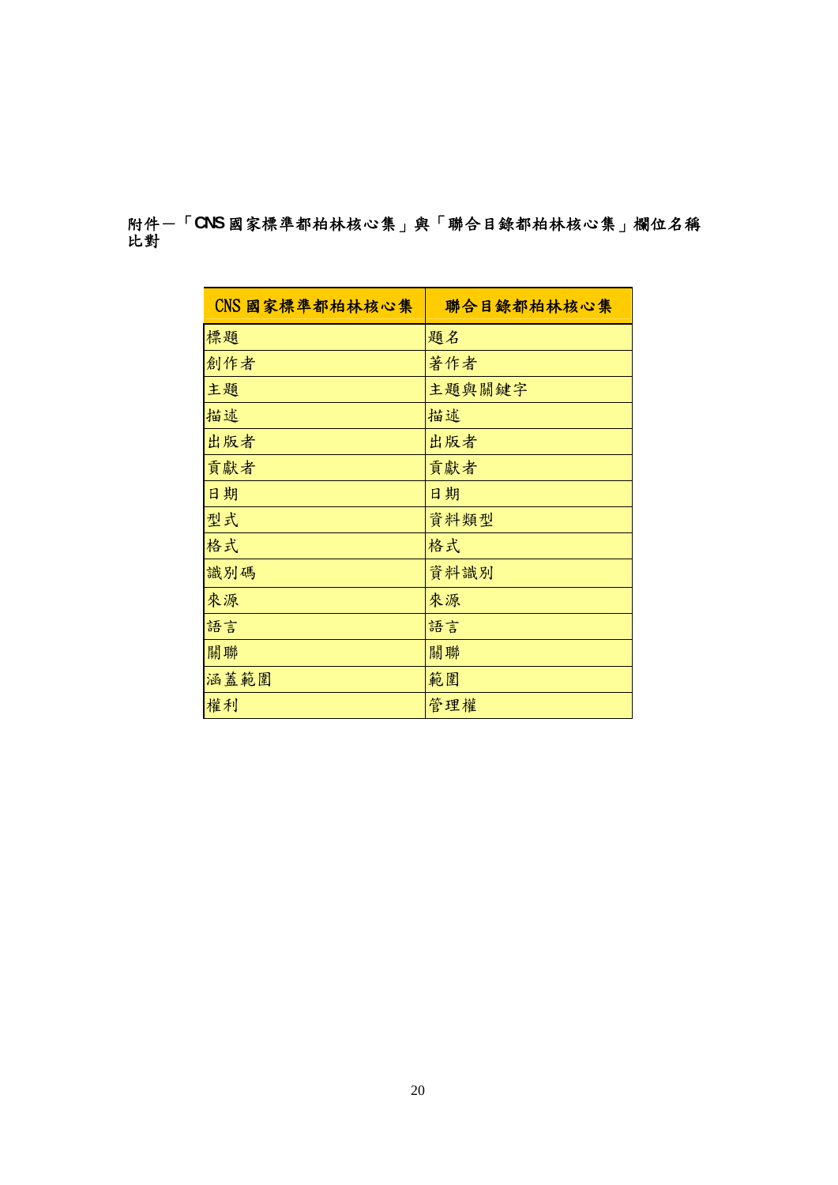附件一「CNS國家標準都柏林核心集」與「聯合目錄都柏林核心集」欄位名稱比對

| CNS 國家標準都柏林核心集 | 聯合目錄都柏林核心集 |
| --- | --- |
| 標題 | 題名 |
| 創作者 | 著作者 |
| 主題 | 主題與關鍵字 |
| 描述 | 描述 |
| 出版者 | 出版者 |
| 貢獻者 | 貢獻者 |
| 日期 | 日期 |
| 型式 | 資料類型 |
| 格式 | 格式 |
| 識別碼 | 資料識別 |
| 來源 | 來源 |
| 語言 | 語言 |
| 關聯 | 關聯 |
| 涵蓋範圍 | 範圍 |
| 權利 | 管理權 |